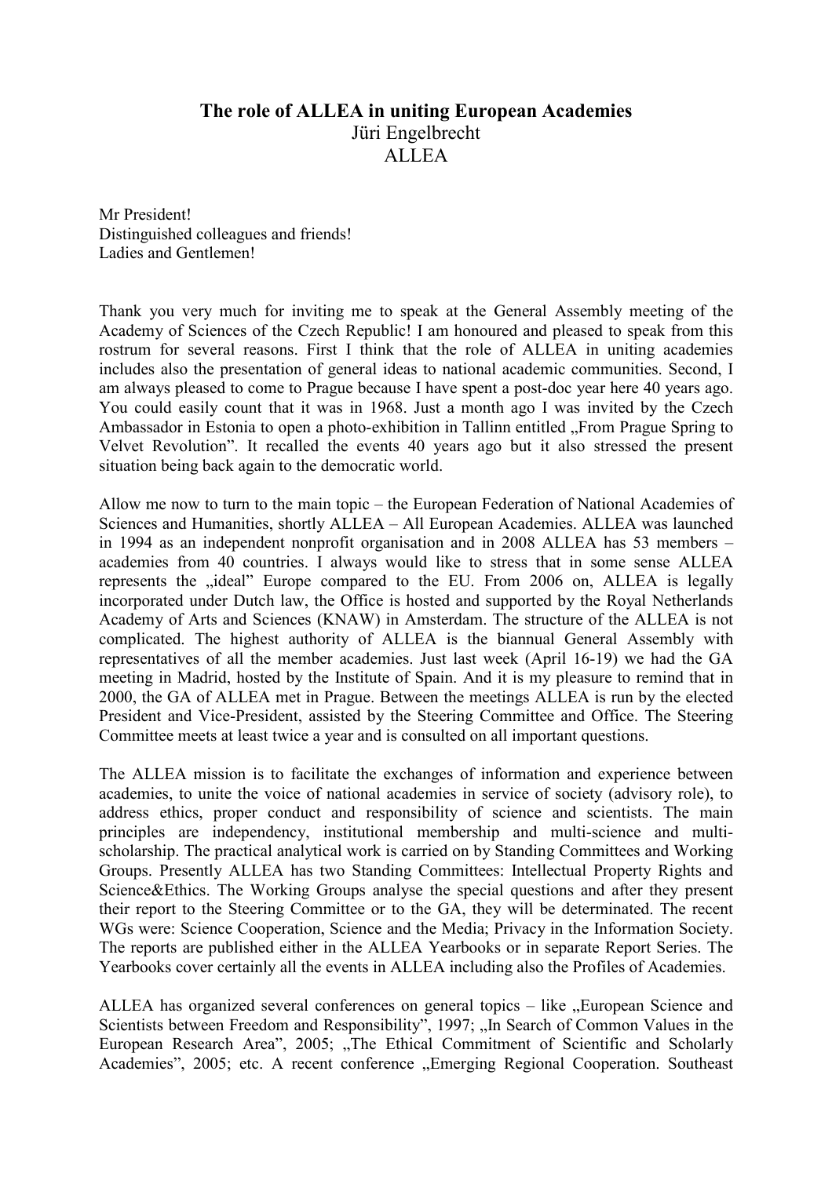# The role of ALLEA in uniting European Academies

Jüri Engelbrecht

ALLEA

Mr President!
Distinguished colleagues and friends!
Ladies and Gentlemen!

Thank you very much for inviting me to speak at the General Assembly meeting of the Academy of Sciences of the Czech Republic! I am honoured and pleased to speak from this rostrum for several reasons. First I think that the role of ALLEA in uniting academies includes also the presentation of general ideas to national academic communities. Second, I am always pleased to come to Prague because I have spent a post-doc year here 40 years ago. You could easily count that it was in 1968. Just a month ago I was invited by the Czech Ambassador in Estonia to open a photo-exhibition in Tallinn entitled „From Prague Spring to Velvet Revolution". It recalled the events 40 years ago but it also stressed the present situation being back again to the democratic world.

Allow me now to turn to the main topic – the European Federation of National Academies of Sciences and Humanities, shortly ALLEA – All European Academies. ALLEA was launched in 1994 as an independent nonprofit organisation and in 2008 ALLEA has 53 members – academies from 40 countries. I always would like to stress that in some sense ALLEA represents the „ideal" Europe compared to the EU. From 2006 on, ALLEA is legally incorporated under Dutch law, the Office is hosted and supported by the Royal Netherlands Academy of Arts and Sciences (KNAW) in Amsterdam. The structure of the ALLEA is not complicated. The highest authority of ALLEA is the biannual General Assembly with representatives of all the member academies. Just last week (April 16-19) we had the GA meeting in Madrid, hosted by the Institute of Spain. And it is my pleasure to remind that in 2000, the GA of ALLEA met in Prague. Between the meetings ALLEA is run by the elected President and Vice-President, assisted by the Steering Committee and Office. The Steering Committee meets at least twice a year and is consulted on all important questions.

The ALLEA mission is to facilitate the exchanges of information and experience between academies, to unite the voice of national academies in service of society (advisory role), to address ethics, proper conduct and responsibility of science and scientists. The main principles are independency, institutional membership and multi-science and multi-scholarship. The practical analytical work is carried on by Standing Committees and Working Groups. Presently ALLEA has two Standing Committees: Intellectual Property Rights and Science&Ethics. The Working Groups analyse the special questions and after they present their report to the Steering Committee or to the GA, they will be determinated. The recent WGs were: Science Cooperation, Science and the Media; Privacy in the Information Society. The reports are published either in the ALLEA Yearbooks or in separate Report Series. The Yearbooks cover certainly all the events in ALLEA including also the Profiles of Academies.

ALLEA has organized several conferences on general topics – like „European Science and Scientists between Freedom and Responsibility", 1997; „In Search of Common Values in the European Research Area", 2005; „The Ethical Commitment of Scientific and Scholarly Academies", 2005; etc. A recent conference „Emerging Regional Cooperation. Southeast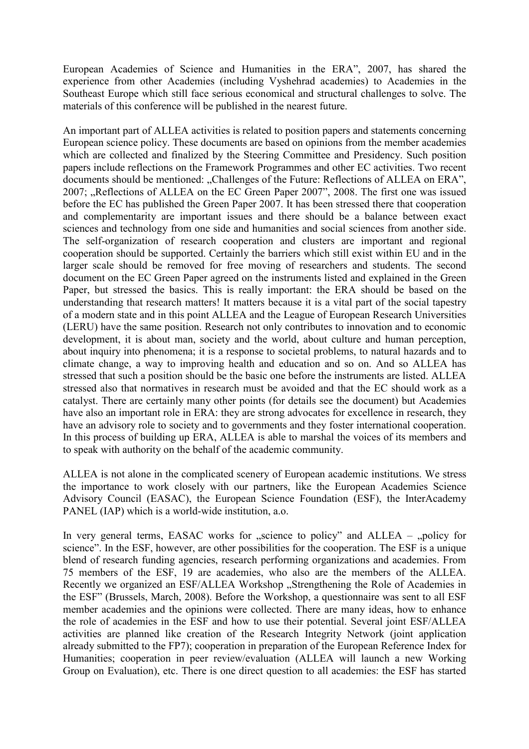European Academies of Science and Humanities in the ERA", 2007, has shared the experience from other Academies (including Vyshehrad academies) to Academies in the Southeast Europe which still face serious economical and structural challenges to solve. The materials of this conference will be published in the nearest future.

An important part of ALLEA activities is related to position papers and statements concerning European science policy. These documents are based on opinions from the member academies which are collected and finalized by the Steering Committee and Presidency. Such position papers include reflections on the Framework Programmes and other EC activities. Two recent documents should be mentioned: „Challenges of the Future: Reflections of ALLEA on ERA", 2007; „Reflections of ALLEA on the EC Green Paper 2007", 2008. The first one was issued before the EC has published the Green Paper 2007. It has been stressed there that cooperation and complementarity are important issues and there should be a balance between exact sciences and technology from one side and humanities and social sciences from another side. The self-organization of research cooperation and clusters are important and regional cooperation should be supported. Certainly the barriers which still exist within EU and in the larger scale should be removed for free moving of researchers and students. The second document on the EC Green Paper agreed on the instruments listed and explained in the Green Paper, but stressed the basics. This is really important: the ERA should be based on the understanding that research matters! It matters because it is a vital part of the social tapestry of a modern state and in this point ALLEA and the League of European Research Universities (LERU) have the same position. Research not only contributes to innovation and to economic development, it is about man, society and the world, about culture and human perception, about inquiry into phenomena; it is a response to societal problems, to natural hazards and to climate change, a way to improving health and education and so on. And so ALLEA has stressed that such a position should be the basic one before the instruments are listed. ALLEA stressed also that normatives in research must be avoided and that the EC should work as a catalyst. There are certainly many other points (for details see the document) but Academies have also an important role in ERA: they are strong advocates for excellence in research, they have an advisory role to society and to governments and they foster international cooperation. In this process of building up ERA, ALLEA is able to marshal the voices of its members and to speak with authority on the behalf of the academic community.

ALLEA is not alone in the complicated scenery of European academic institutions. We stress the importance to work closely with our partners, like the European Academies Science Advisory Council (EASAC), the European Science Foundation (ESF), the InterAcademy PANEL (IAP) which is a world-wide institution, a.o.

In very general terms, EASAC works for „science to policy" and ALLEA – „policy for science". In the ESF, however, are other possibilities for the cooperation. The ESF is a unique blend of research funding agencies, research performing organizations and academies. From 75 members of the ESF, 19 are academies, who also are the members of the ALLEA. Recently we organized an ESF/ALLEA Workshop „Strengthening the Role of Academies in the ESF" (Brussels, March, 2008). Before the Workshop, a questionnaire was sent to all ESF member academies and the opinions were collected. There are many ideas, how to enhance the role of academies in the ESF and how to use their potential. Several joint ESF/ALLEA activities are planned like creation of the Research Integrity Network (joint application already submitted to the FP7); cooperation in preparation of the European Reference Index for Humanities; cooperation in peer review/evaluation (ALLEA will launch a new Working Group on Evaluation), etc. There is one direct question to all academies: the ESF has started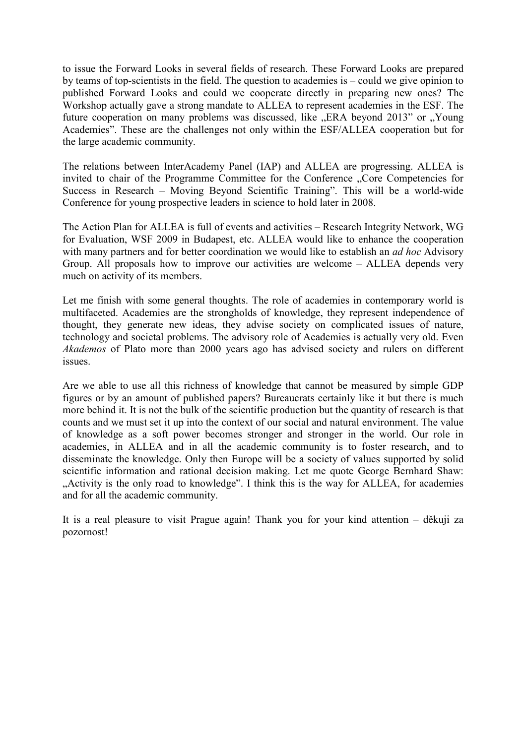to issue the Forward Looks in several fields of research. These Forward Looks are prepared by teams of top-scientists in the field. The question to academies is – could we give opinion to published Forward Looks and could we cooperate directly in preparing new ones? The Workshop actually gave a strong mandate to ALLEA to represent academies in the ESF. The future cooperation on many problems was discussed, like „ERA beyond 2013" or „Young Academies". These are the challenges not only within the ESF/ALLEA cooperation but for the large academic community.

The relations between InterAcademy Panel (IAP) and ALLEA are progressing. ALLEA is invited to chair of the Programme Committee for the Conference „Core Competencies for Success in Research – Moving Beyond Scientific Training". This will be a world-wide Conference for young prospective leaders in science to hold later in 2008.

The Action Plan for ALLEA is full of events and activities – Research Integrity Network, WG for Evaluation, WSF 2009 in Budapest, etc. ALLEA would like to enhance the cooperation with many partners and for better coordination we would like to establish an *ad hoc* Advisory Group. All proposals how to improve our activities are welcome – ALLEA depends very much on activity of its members.

Let me finish with some general thoughts. The role of academies in contemporary world is multifaceted. Academies are the strongholds of knowledge, they represent independence of thought, they generate new ideas, they advise society on complicated issues of nature, technology and societal problems. The advisory role of Academies is actually very old. Even *Akademos* of Plato more than 2000 years ago has advised society and rulers on different issues.

Are we able to use all this richness of knowledge that cannot be measured by simple GDP figures or by an amount of published papers? Bureaucrats certainly like it but there is much more behind it. It is not the bulk of the scientific production but the quantity of research is that counts and we must set it up into the context of our social and natural environment. The value of knowledge as a soft power becomes stronger and stronger in the world. Our role in academies, in ALLEA and in all the academic community is to foster research, and to disseminate the knowledge. Only then Europe will be a society of values supported by solid scientific information and rational decision making. Let me quote George Bernhard Shaw: „Activity is the only road to knowledge". I think this is the way for ALLEA, for academies and for all the academic community.

It is a real pleasure to visit Prague again! Thank you for your kind attention – děkuji za pozornost!